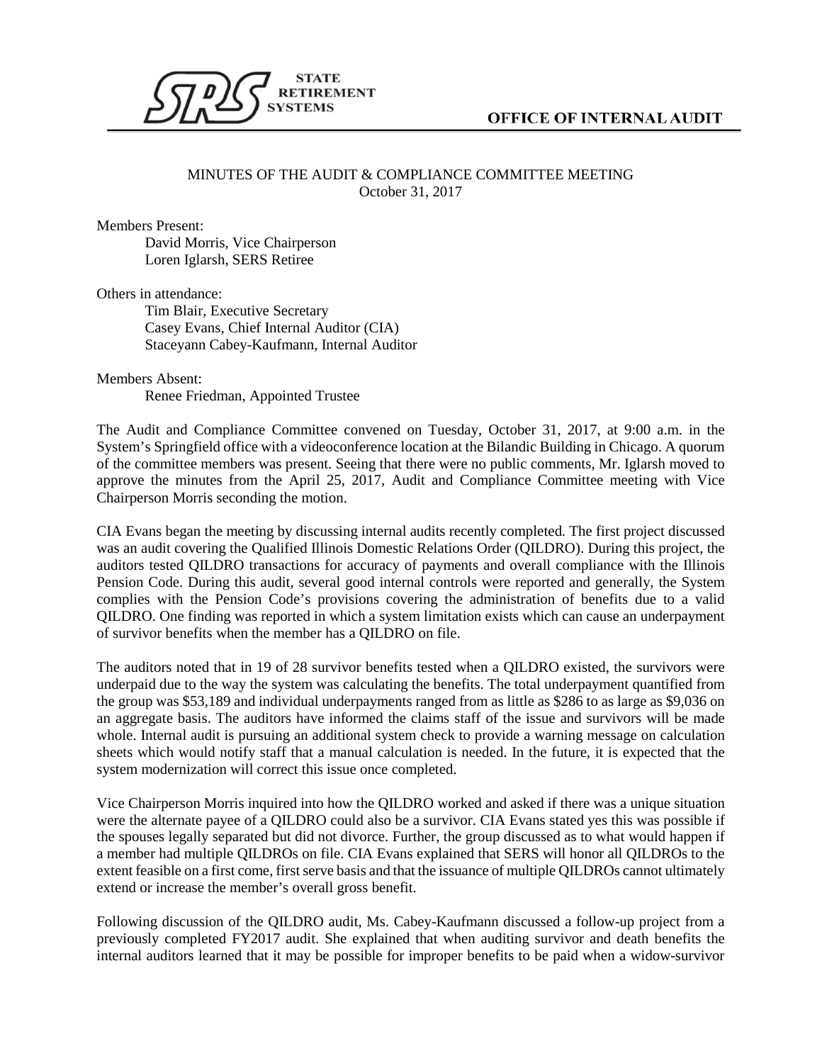STATE RETIREMENT SYSTEMS

OFFICE OF INTERNAL AUDIT

MINUTES OF THE AUDIT & COMPLIANCE COMMITTEE MEETING
October 31, 2017

Members Present:
- David Morris, Vice Chairperson
- Loren Iglarsh, SERS Retiree

Others in attendance:
- Tim Blair, Executive Secretary
- Casey Evans, Chief Internal Auditor (CIA)
- Staceyann Cabey-Kaufmann, Internal Auditor

Members Absent:
- Renee Friedman, Appointed Trustee

The Audit and Compliance Committee convened on Tuesday, October 31, 2017, at 9:00 a.m. in the System's Springfield office with a videoconference location at the Bilandic Building in Chicago. A quorum of the committee members was present. Seeing that there were no public comments, Mr. Iglarsh moved to approve the minutes from the April 25, 2017, Audit and Compliance Committee meeting with Vice Chairperson Morris seconding the motion.

CIA Evans began the meeting by discussing internal audits recently completed. The first project discussed was an audit covering the Qualified Illinois Domestic Relations Order (QILDRO). During this project, the auditors tested QILDRO transactions for accuracy of payments and overall compliance with the Illinois Pension Code. During this audit, several good internal controls were reported and generally, the System complies with the Pension Code's provisions covering the administration of benefits due to a valid QILDRO. One finding was reported in which a system limitation exists which can cause an underpayment of survivor benefits when the member has a QILDRO on file.

The auditors noted that in 19 of 28 survivor benefits tested when a QILDRO existed, the survivors were underpaid due to the way the system was calculating the benefits. The total underpayment quantified from the group was $53,189 and individual underpayments ranged from as little as $286 to as large as $9,036 on an aggregate basis. The auditors have informed the claims staff of the issue and survivors will be made whole. Internal audit is pursuing an additional system check to provide a warning message on calculation sheets which would notify staff that a manual calculation is needed. In the future, it is expected that the system modernization will correct this issue once completed.

Vice Chairperson Morris inquired into how the QILDRO worked and asked if there was a unique situation were the alternate payee of a QILDRO could also be a survivor. CIA Evans stated yes this was possible if the spouses legally separated but did not divorce. Further, the group discussed as to what would happen if a member had multiple QILDROs on file. CIA Evans explained that SERS will honor all QILDROs to the extent feasible on a first come, first serve basis and that the issuance of multiple QILDROs cannot ultimately extend or increase the member's overall gross benefit.

Following discussion of the QILDRO audit, Ms. Cabey-Kaufmann discussed a follow-up project from a previously completed FY2017 audit. She explained that when auditing survivor and death benefits the internal auditors learned that it may be possible for improper benefits to be paid when a widow-survivor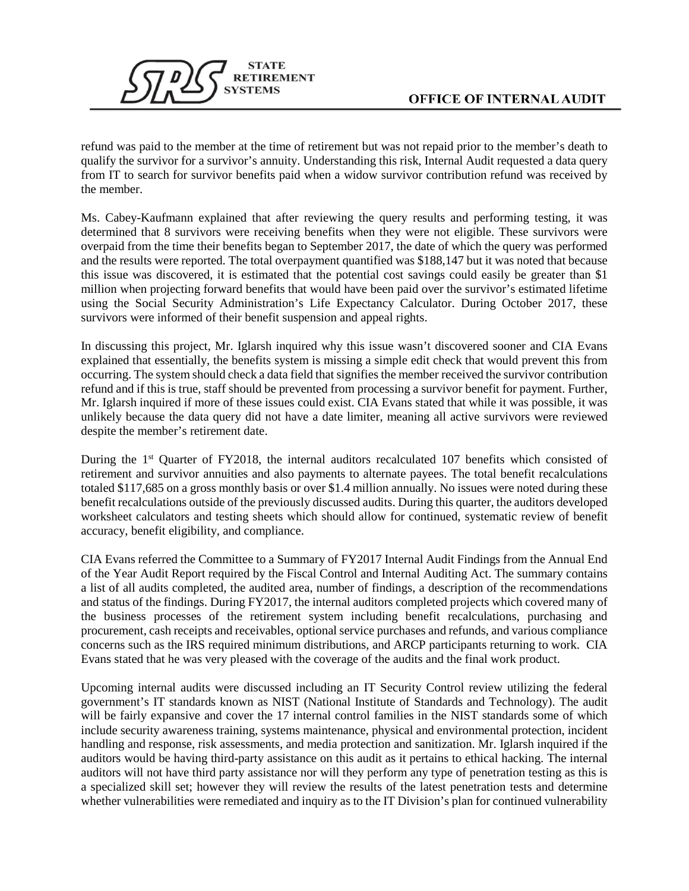refund was paid to the member at the time of retirement but was not repaid prior to the member's death to qualify the survivor for a survivor's annuity. Understanding this risk, Internal Audit requested a data query from IT to search for survivor benefits paid when a widow survivor contribution refund was received by the member.

Ms. Cabey-Kaufmann explained that after reviewing the query results and performing testing, it was determined that 8 survivors were receiving benefits when they were not eligible. These survivors were overpaid from the time their benefits began to September 2017, the date of which the query was performed and the results were reported. The total overpayment quantified was $188,147 but it was noted that because this issue was discovered, it is estimated that the potential cost savings could easily be greater than $1 million when projecting forward benefits that would have been paid over the survivor's estimated lifetime using the Social Security Administration's Life Expectancy Calculator. During October 2017, these survivors were informed of their benefit suspension and appeal rights.

In discussing this project, Mr. Iglarsh inquired why this issue wasn't discovered sooner and CIA Evans explained that essentially, the benefits system is missing a simple edit check that would prevent this from occurring. The system should check a data field that signifies the member received the survivor contribution refund and if this is true, staff should be prevented from processing a survivor benefit for payment. Further, Mr. Iglarsh inquired if more of these issues could exist. CIA Evans stated that while it was possible, it was unlikely because the data query did not have a date limiter, meaning all active survivors were reviewed despite the member's retirement date.

During the 1st Quarter of FY2018, the internal auditors recalculated 107 benefits which consisted of retirement and survivor annuities and also payments to alternate payees. The total benefit recalculations totaled $117,685 on a gross monthly basis or over $1.4 million annually. No issues were noted during these benefit recalculations outside of the previously discussed audits. During this quarter, the auditors developed worksheet calculators and testing sheets which should allow for continued, systematic review of benefit accuracy, benefit eligibility, and compliance.

CIA Evans referred the Committee to a Summary of FY2017 Internal Audit Findings from the Annual End of the Year Audit Report required by the Fiscal Control and Internal Auditing Act. The summary contains a list of all audits completed, the audited area, number of findings, a description of the recommendations and status of the findings. During FY2017, the internal auditors completed projects which covered many of the business processes of the retirement system including benefit recalculations, purchasing and procurement, cash receipts and receivables, optional service purchases and refunds, and various compliance concerns such as the IRS required minimum distributions, and ARCP participants returning to work. CIA Evans stated that he was very pleased with the coverage of the audits and the final work product.

Upcoming internal audits were discussed including an IT Security Control review utilizing the federal government's IT standards known as NIST (National Institute of Standards and Technology). The audit will be fairly expansive and cover the 17 internal control families in the NIST standards some of which include security awareness training, systems maintenance, physical and environmental protection, incident handling and response, risk assessments, and media protection and sanitization. Mr. Iglarsh inquired if the auditors would be having third-party assistance on this audit as it pertains to ethical hacking. The internal auditors will not have third party assistance nor will they perform any type of penetration testing as this is a specialized skill set; however they will review the results of the latest penetration tests and determine whether vulnerabilities were remediated and inquiry as to the IT Division's plan for continued vulnerability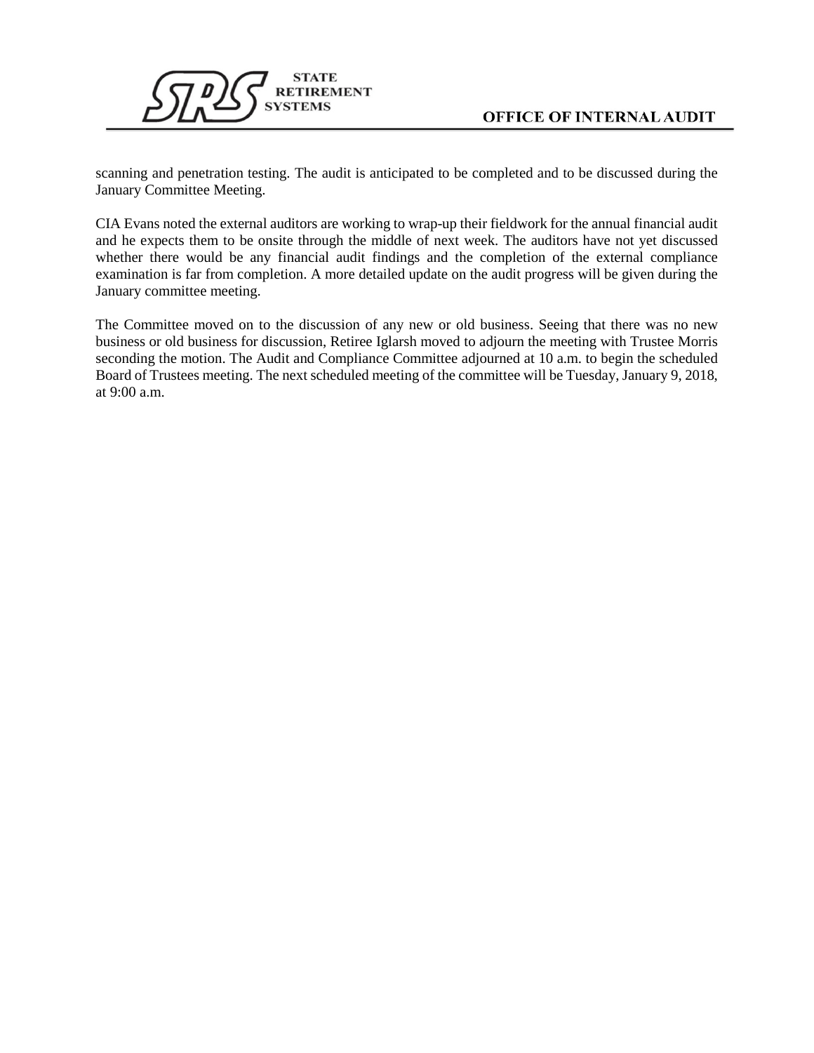scanning and penetration testing. The audit is anticipated to be completed and to be discussed during the January Committee Meeting.

CIA Evans noted the external auditors are working to wrap-up their fieldwork for the annual financial audit and he expects them to be onsite through the middle of next week. The auditors have not yet discussed whether there would be any financial audit findings and the completion of the external compliance examination is far from completion. A more detailed update on the audit progress will be given during the January committee meeting.

The Committee moved on to the discussion of any new or old business. Seeing that there was no new business or old business for discussion, Retiree Iglarsh moved to adjourn the meeting with Trustee Morris seconding the motion. The Audit and Compliance Committee adjourned at 10 a.m. to begin the scheduled Board of Trustees meeting. The next scheduled meeting of the committee will be Tuesday, January 9, 2018, at 9:00 a.m.